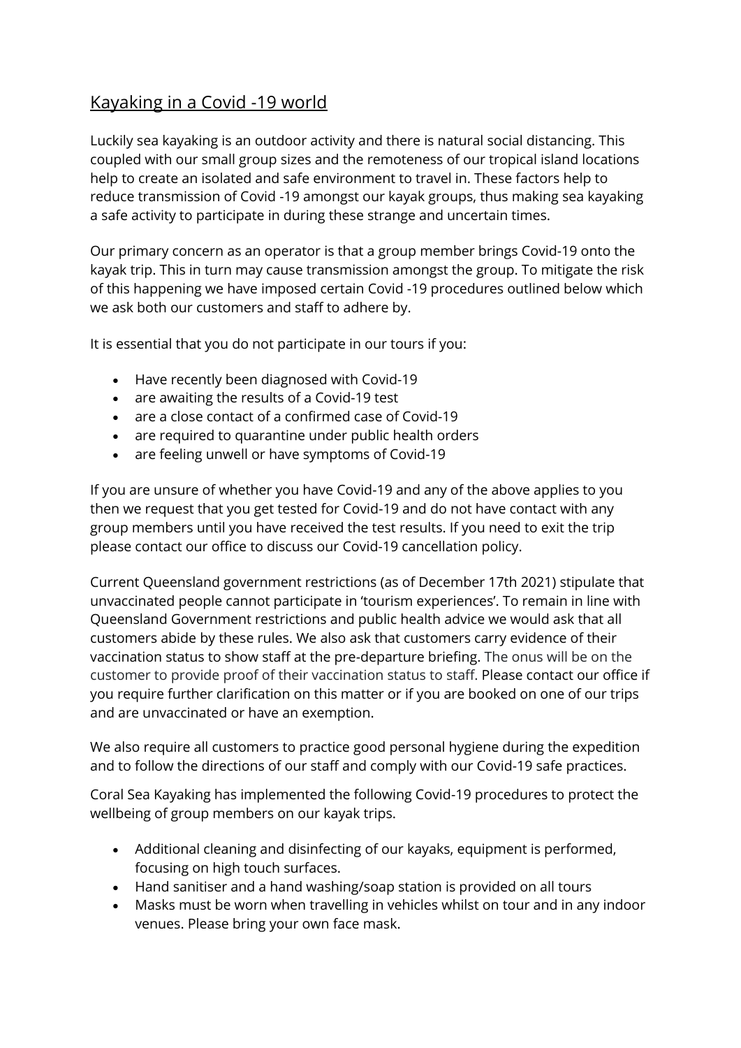## Kayaking in a Covid -19 world

Luckily sea kayaking is an outdoor activity and there is natural social distancing. This coupled with our small group sizes and the remoteness of our tropical island locations help to create an isolated and safe environment to travel in. These factors help to reduce transmission of Covid -19 amongst our kayak groups, thus making sea kayaking a safe activity to participate in during these strange and uncertain times.

Our primary concern as an operator is that a group member brings Covid-19 onto the kayak trip. This in turn may cause transmission amongst the group. To mitigate the risk of this happening we have imposed certain Covid -19 procedures outlined below which we ask both our customers and staff to adhere by.

It is essential that you do not participate in our tours if you:

- Have recently been diagnosed with Covid-19
- are awaiting the results of a Covid-19 test
- are a close contact of a confirmed case of Covid-19
- are required to quarantine under public health orders
- are feeling unwell or have symptoms of Covid-19

If you are unsure of whether you have Covid-19 and any of the above applies to you then we request that you get tested for Covid-19 and do not have contact with any group members until you have received the test results. If you need to exit the trip please contact our office to discuss our Covid-19 cancellation policy.

Current Queensland government restrictions (as of December 17th 2021) stipulate that unvaccinated people cannot participate in 'tourism experiences'. To remain in line with Queensland Government restrictions and public health advice we would ask that all customers abide by these rules. We also ask that customers carry evidence of their vaccination status to show staff at the pre-departure briefing. The onus will be on the customer to provide proof of their vaccination status to staff. Please contact our office if you require further clarification on this matter or if you are booked on one of our trips and are unvaccinated or have an exemption.

We also require all customers to practice good personal hygiene during the expedition and to follow the directions of our staff and comply with our Covid-19 safe practices.

Coral Sea Kayaking has implemented the following Covid-19 procedures to protect the wellbeing of group members on our kayak trips.

- Additional cleaning and disinfecting of our kayaks, equipment is performed, focusing on high touch surfaces.
- Hand sanitiser and a hand washing/soap station is provided on all tours
- Masks must be worn when travelling in vehicles whilst on tour and in any indoor venues. Please bring your own face mask.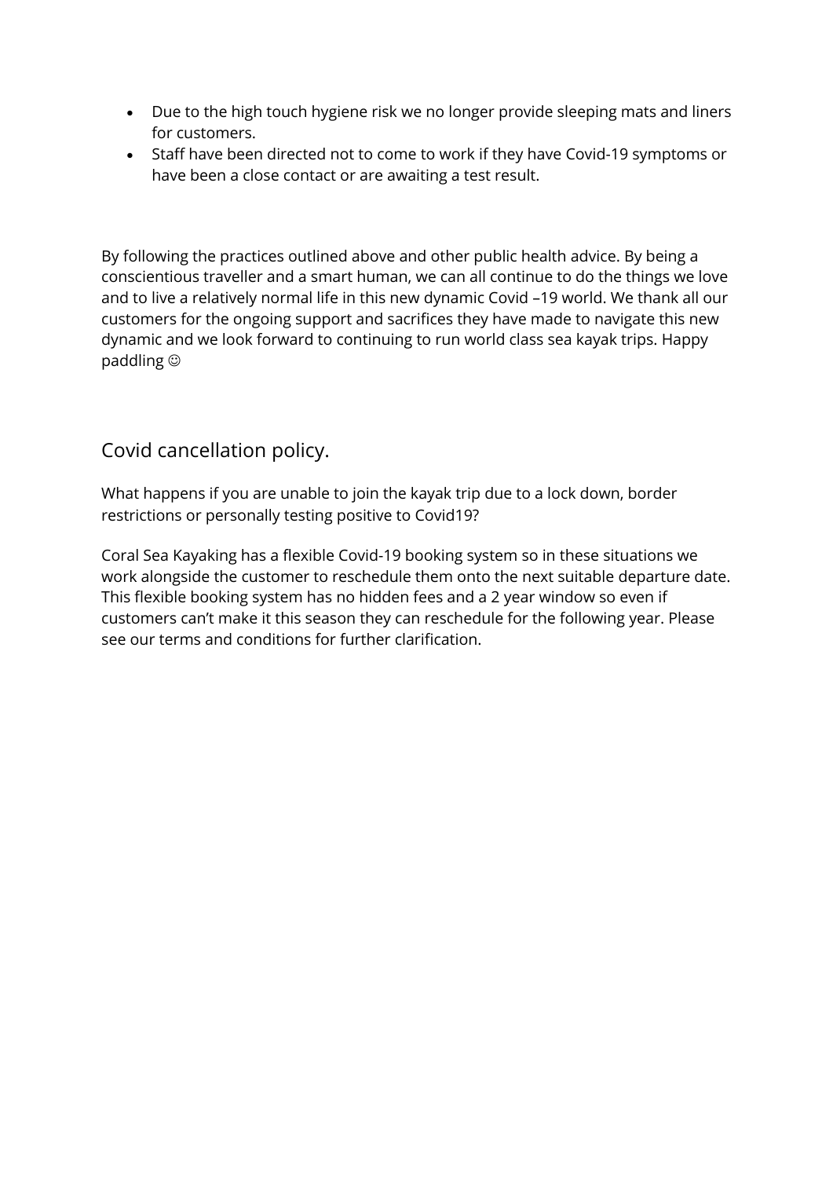- Due to the high touch hygiene risk we no longer provide sleeping mats and liners for customers.
- Staff have been directed not to come to work if they have Covid-19 symptoms or have been a close contact or are awaiting a test result.

By following the practices outlined above and other public health advice. By being a conscientious traveller and a smart human, we can all continue to do the things we love and to live a relatively normal life in this new dynamic Covid –19 world. We thank all our customers for the ongoing support and sacrifices they have made to navigate this new dynamic and we look forward to continuing to run world class sea kayak trips. Happy paddling ☺

## Covid cancellation policy.

What happens if you are unable to join the kayak trip due to a lock down, border restrictions or personally testing positive to Covid19?

Coral Sea Kayaking has a flexible Covid-19 booking system so in these situations we work alongside the customer to reschedule them onto the next suitable departure date. This flexible booking system has no hidden fees and a 2 year window so even if customers can't make it this season they can reschedule for the following year. Please see our terms and conditions for further clarification.